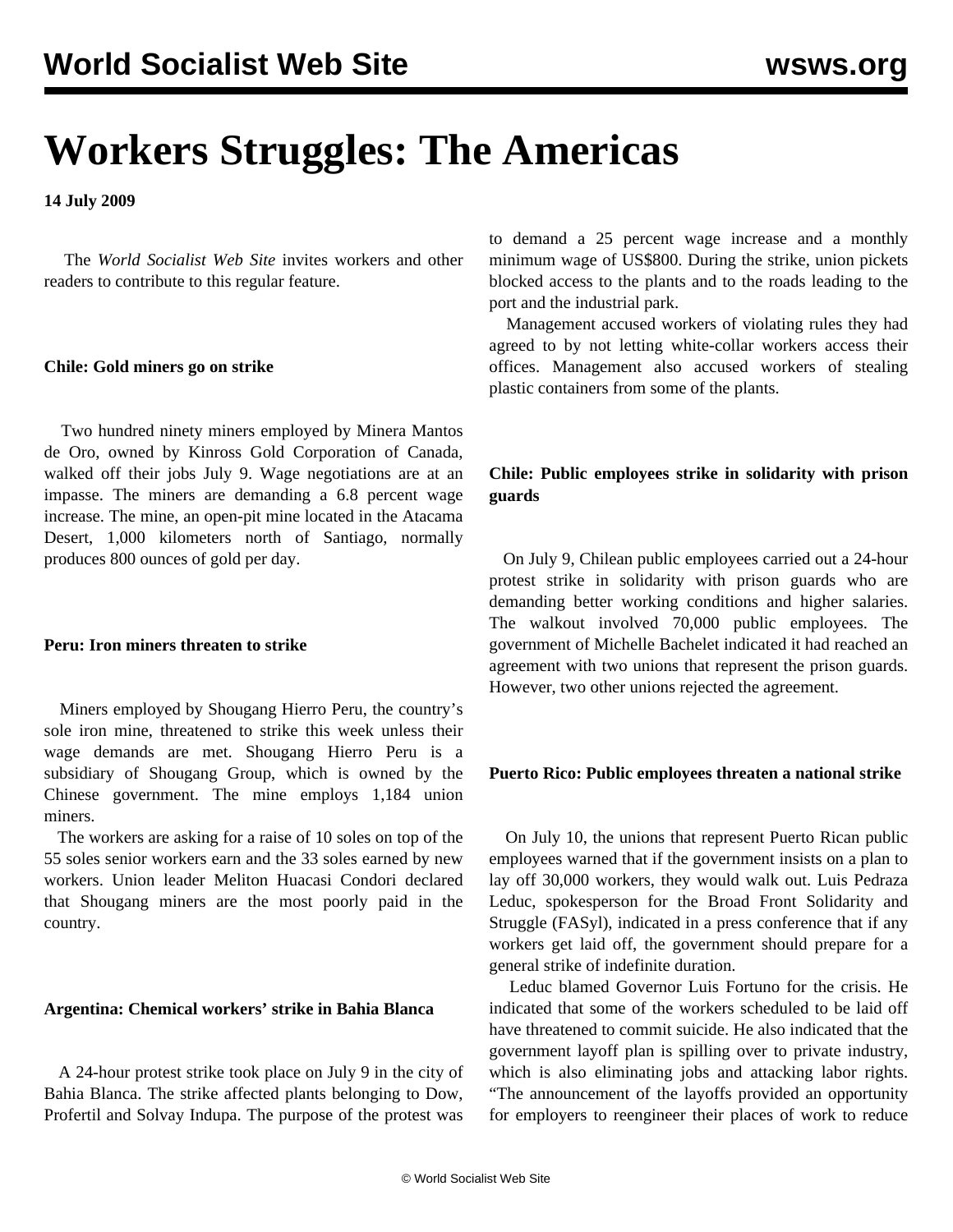# Workers Struggles: The Americas

**14 July 2009**

The *World Socialist Web Site* invites workers and other readers to contribute to this regular feature.

### Chile: Gold miners go on strike

Two hundred ninety miners employed by Minera Mantos de Oro, owned by Kinross Gold Corporation of Canada, walked off their jobs July 9. Wage negotiations are at an impasse. The miners are demanding a 6.8 percent wage increase. The mine, an open-pit mine located in the Atacama Desert, 1,000 kilometers north of Santiago, normally produces 800 ounces of gold per day.

### Peru: Iron miners threaten to strike

Miners employed by Shougang Hierro Peru, the country's sole iron mine, threatened to strike this week unless their wage demands are met. Shougang Hierro Peru is a subsidiary of Shougang Group, which is owned by the Chinese government. The mine employs 1,184 union miners.

The workers are asking for a raise of 10 soles on top of the 55 soles senior workers earn and the 33 soles earned by new workers. Union leader Meliton Huacasi Condori declared that Shougang miners are the most poorly paid in the country.

### Argentina: Chemical workers' strike in Bahia Blanca

A 24-hour protest strike took place on July 9 in the city of Bahia Blanca. The strike affected plants belonging to Dow, Profertil and Solvay Indupa. The purpose of the protest was to demand a 25 percent wage increase and a monthly minimum wage of US$800. During the strike, union pickets blocked access to the plants and to the roads leading to the port and the industrial park.

Management accused workers of violating rules they had agreed to by not letting white-collar workers access their offices. Management also accused workers of stealing plastic containers from some of the plants.

### Chile: Public employees strike in solidarity with prison guards

On July 9, Chilean public employees carried out a 24-hour protest strike in solidarity with prison guards who are demanding better working conditions and higher salaries. The walkout involved 70,000 public employees. The government of Michelle Bachelet indicated it had reached an agreement with two unions that represent the prison guards. However, two other unions rejected the agreement.

### Puerto Rico: Public employees threaten a national strike

On July 10, the unions that represent Puerto Rican public employees warned that if the government insists on a plan to lay off 30,000 workers, they would walk out. Luis Pedraza Leduc, spokesperson for the Broad Front Solidarity and Struggle (FASyl), indicated in a press conference that if any workers get laid off, the government should prepare for a general strike of indefinite duration.

Leduc blamed Governor Luis Fortuno for the crisis. He indicated that some of the workers scheduled to be laid off have threatened to commit suicide. He also indicated that the government layoff plan is spilling over to private industry, which is also eliminating jobs and attacking labor rights. "The announcement of the layoffs provided an opportunity for employers to reengineer their places of work to reduce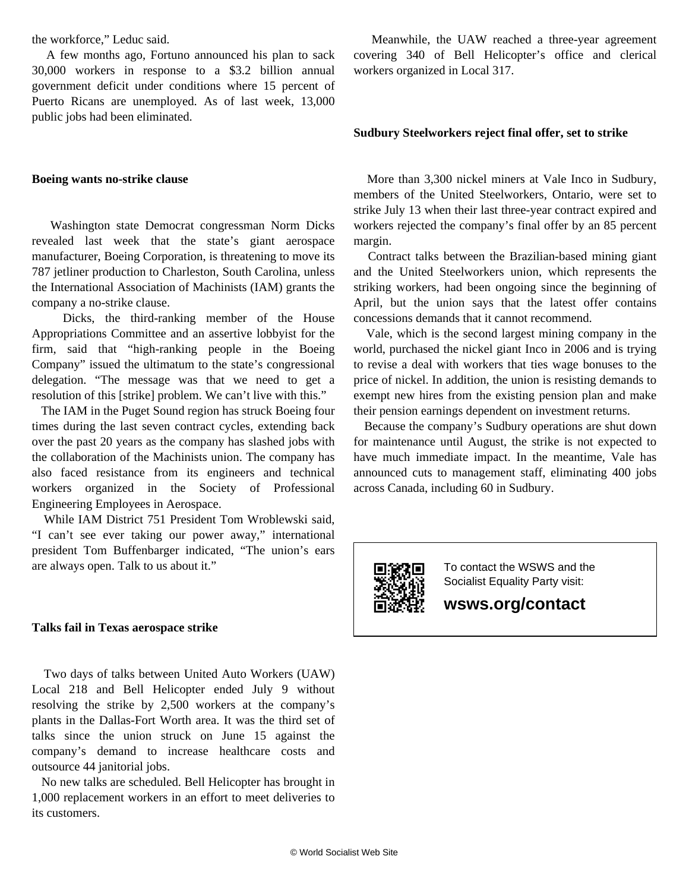the workforce," Leduc said.

A few months ago, Fortuno announced his plan to sack 30,000 workers in response to a $3.2 billion annual government deficit under conditions where 15 percent of Puerto Ricans are unemployed. As of last week, 13,000 public jobs had been eliminated.

**Boeing wants no-strike clause**

Washington state Democrat congressman Norm Dicks revealed last week that the state's giant aerospace manufacturer, Boeing Corporation, is threatening to move its 787 jetliner production to Charleston, South Carolina, unless the International Association of Machinists (IAM) grants the company a no-strike clause.

Dicks, the third-ranking member of the House Appropriations Committee and an assertive lobbyist for the firm, said that "high-ranking people in the Boeing Company" issued the ultimatum to the state's congressional delegation. "The message was that we need to get a resolution of this [strike] problem. We can't live with this."

The IAM in the Puget Sound region has struck Boeing four times during the last seven contract cycles, extending back over the past 20 years as the company has slashed jobs with the collaboration of the Machinists union. The company has also faced resistance from its engineers and technical workers organized in the Society of Professional Engineering Employees in Aerospace.

While IAM District 751 President Tom Wroblewski said, "I can't see ever taking our power away," international president Tom Buffenbarger indicated, "The union's ears are always open. Talk to us about it."

**Talks fail in Texas aerospace strike**

Two days of talks between United Auto Workers (UAW) Local 218 and Bell Helicopter ended July 9 without resolving the strike by 2,500 workers at the company's plants in the Dallas-Fort Worth area. It was the third set of talks since the union struck on June 15 against the company's demand to increase healthcare costs and outsource 44 janitorial jobs.

No new talks are scheduled. Bell Helicopter has brought in 1,000 replacement workers in an effort to meet deliveries to its customers.

Meanwhile, the UAW reached a three-year agreement covering 340 of Bell Helicopter's office and clerical workers organized in Local 317.

**Sudbury Steelworkers reject final offer, set to strike**

More than 3,300 nickel miners at Vale Inco in Sudbury, members of the United Steelworkers, Ontario, were set to strike July 13 when their last three-year contract expired and workers rejected the company's final offer by an 85 percent margin.

Contract talks between the Brazilian-based mining giant and the United Steelworkers union, which represents the striking workers, had been ongoing since the beginning of April, but the union says that the latest offer contains concessions demands that it cannot recommend.

Vale, which is the second largest mining company in the world, purchased the nickel giant Inco in 2006 and is trying to revise a deal with workers that ties wage bonuses to the price of nickel. In addition, the union is resisting demands to exempt new hires from the existing pension plan and make their pension earnings dependent on investment returns.

Because the company's Sudbury operations are shut down for maintenance until August, the strike is not expected to have much immediate impact. In the meantime, Vale has announced cuts to management staff, eliminating 400 jobs across Canada, including 60 in Sudbury.

To contact the WSWS and the Socialist Equality Party visit:

**wsws.org/contact**